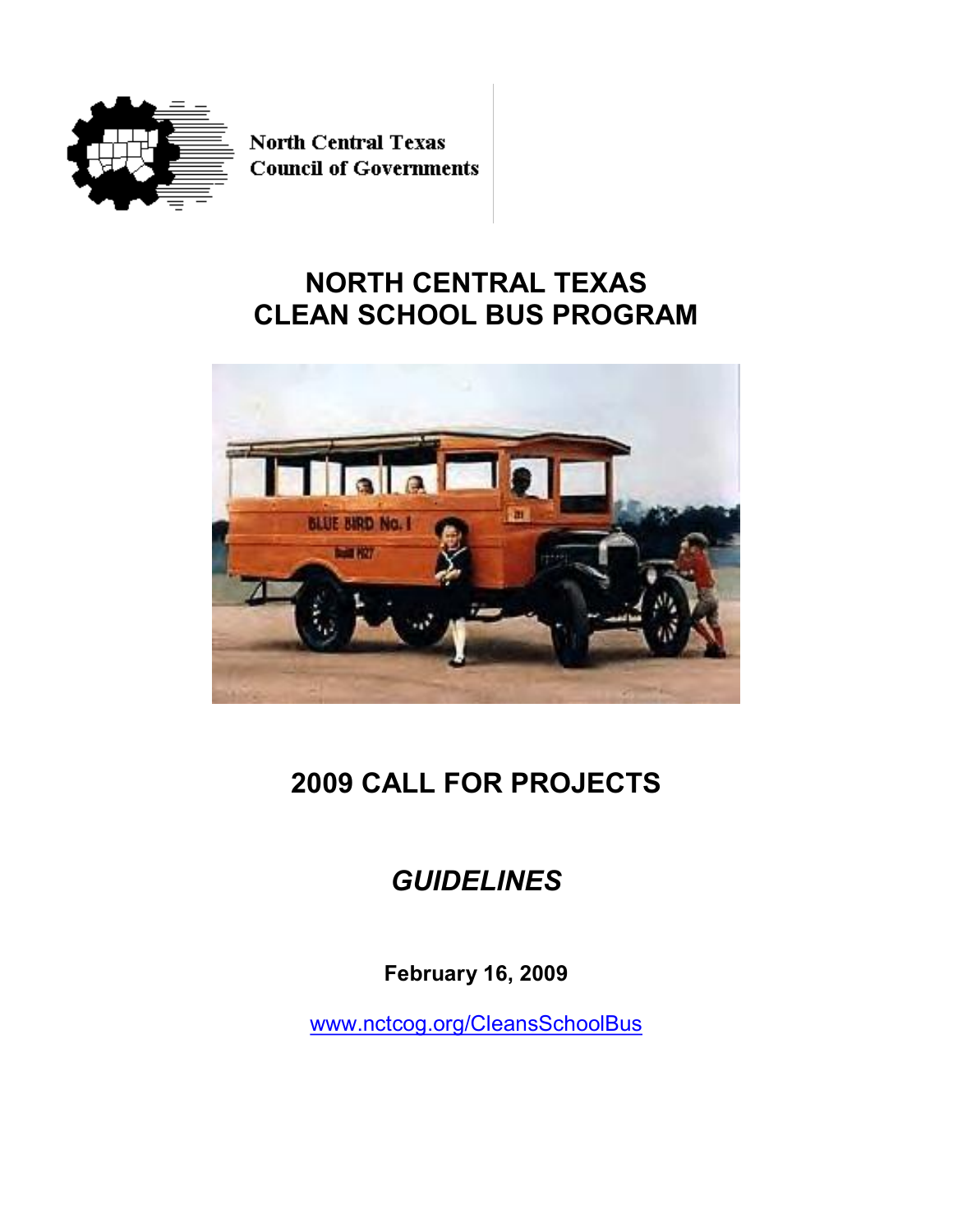North Central Texas
Council of Governments

# NORTH CENTRAL TEXAS CLEAN SCHOOL BUS PROGRAM

## 2009 CALL FOR PROJECTS

## *GUIDELINES*

**February 16, 2009**

www.nctcog.org/CleansSchoolBus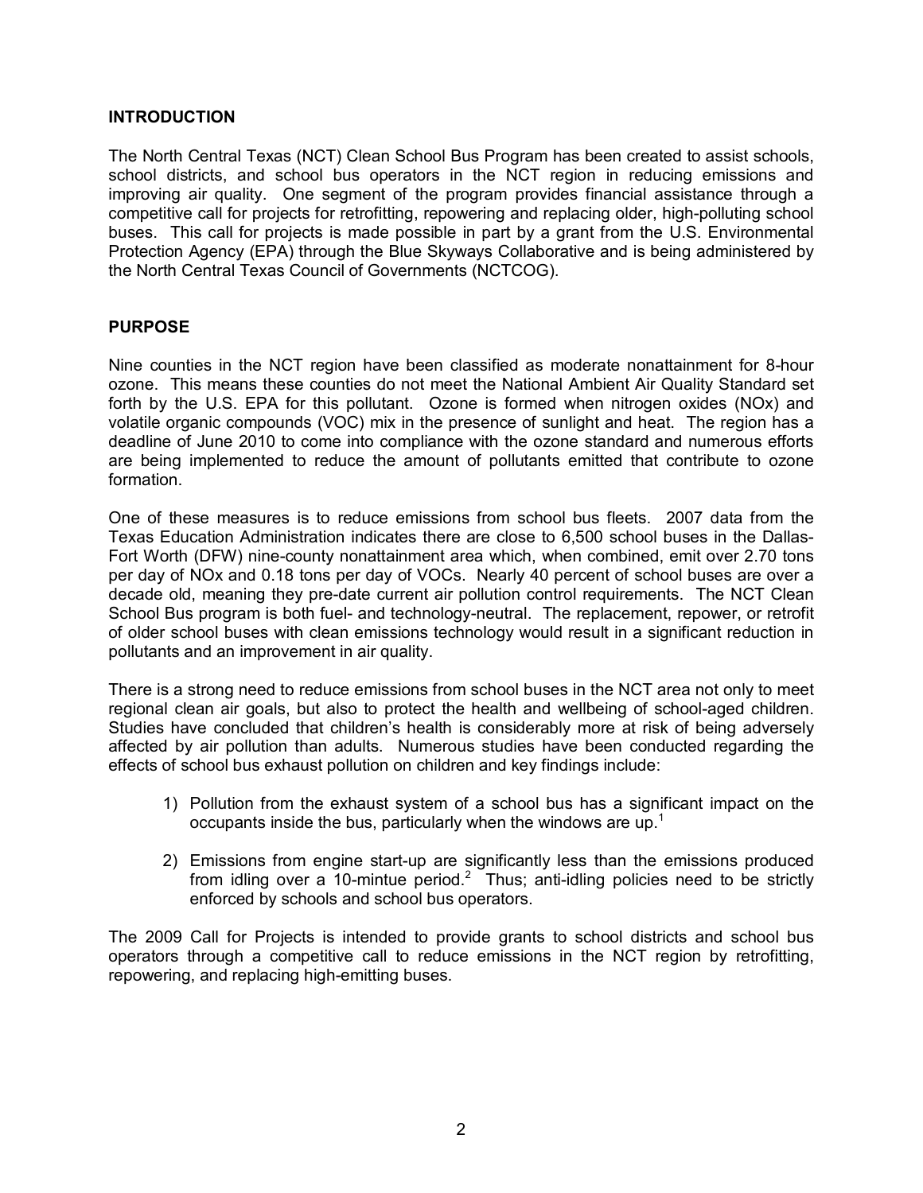## INTRODUCTION

The North Central Texas (NCT) Clean School Bus Program has been created to assist schools, school districts, and school bus operators in the NCT region in reducing emissions and improving air quality. One segment of the program provides financial assistance through a competitive call for projects for retrofitting, repowering and replacing older, high-polluting school buses. This call for projects is made possible in part by a grant from the U.S. Environmental Protection Agency (EPA) through the Blue Skyways Collaborative and is being administered by the North Central Texas Council of Governments (NCTCOG).

## PURPOSE

Nine counties in the NCT region have been classified as moderate nonattainment for 8-hour ozone. This means these counties do not meet the National Ambient Air Quality Standard set forth by the U.S. EPA for this pollutant. Ozone is formed when nitrogen oxides (NOx) and volatile organic compounds (VOC) mix in the presence of sunlight and heat. The region has a deadline of June 2010 to come into compliance with the ozone standard and numerous efforts are being implemented to reduce the amount of pollutants emitted that contribute to ozone formation.

One of these measures is to reduce emissions from school bus fleets. 2007 data from the Texas Education Administration indicates there are close to 6,500 school buses in the Dallas-Fort Worth (DFW) nine-county nonattainment area which, when combined, emit over 2.70 tons per day of NOx and 0.18 tons per day of VOCs. Nearly 40 percent of school buses are over a decade old, meaning they pre-date current air pollution control requirements. The NCT Clean School Bus program is both fuel- and technology-neutral. The replacement, repower, or retrofit of older school buses with clean emissions technology would result in a significant reduction in pollutants and an improvement in air quality.

There is a strong need to reduce emissions from school buses in the NCT area not only to meet regional clean air goals, but also to protect the health and wellbeing of school-aged children. Studies have concluded that children's health is considerably more at risk of being adversely affected by air pollution than adults. Numerous studies have been conducted regarding the effects of school bus exhaust pollution on children and key findings include:

1) Pollution from the exhaust system of a school bus has a significant impact on the occupants inside the bus, particularly when the windows are up.[1]

2) Emissions from engine start-up are significantly less than the emissions produced from idling over a 10-mintue period.[2] Thus; anti-idling policies need to be strictly enforced by schools and school bus operators.

The 2009 Call for Projects is intended to provide grants to school districts and school bus operators through a competitive call to reduce emissions in the NCT region by retrofitting, repowering, and replacing high-emitting buses.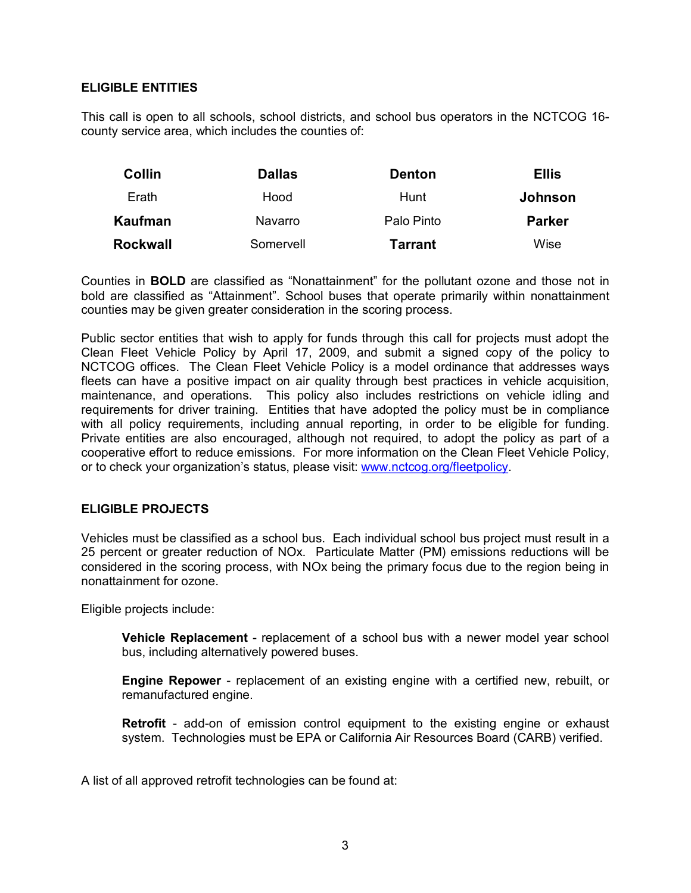## ELIGIBLE ENTITIES

This call is open to all schools, school districts, and school bus operators in the NCTCOG 16-county service area, which includes the counties of:

| | | | |
|---|---|---|---|
| **Collin** | **Dallas** | **Denton** | **Ellis** |
| Erath | Hood | Hunt | **Johnson** |
| **Kaufman** | Navarro | Palo Pinto | **Parker** |
| **Rockwall** | Somervell | **Tarrant** | Wise |

Counties in **BOLD** are classified as "Nonattainment" for the pollutant ozone and those not in bold are classified as "Attainment". School buses that operate primarily within nonattainment counties may be given greater consideration in the scoring process.

Public sector entities that wish to apply for funds through this call for projects must adopt the Clean Fleet Vehicle Policy by April 17, 2009, and submit a signed copy of the policy to NCTCOG offices. The Clean Fleet Vehicle Policy is a model ordinance that addresses ways fleets can have a positive impact on air quality through best practices in vehicle acquisition, maintenance, and operations. This policy also includes restrictions on vehicle idling and requirements for driver training. Entities that have adopted the policy must be in compliance with all policy requirements, including annual reporting, in order to be eligible for funding. Private entities are also encouraged, although not required, to adopt the policy as part of a cooperative effort to reduce emissions. For more information on the Clean Fleet Vehicle Policy, or to check your organization's status, please visit: [www.nctcog.org/fleetpolicy](www.nctcog.org/fleetpolicy).

## ELIGIBLE PROJECTS

Vehicles must be classified as a school bus. Each individual school bus project must result in a 25 percent or greater reduction of NOx. Particulate Matter (PM) emissions reductions will be considered in the scoring process, with NOx being the primary focus due to the region being in nonattainment for ozone.

Eligible projects include:

> **Vehicle Replacement** - replacement of a school bus with a newer model year school bus, including alternatively powered buses.
>
> **Engine Repower** - replacement of an existing engine with a certified new, rebuilt, or remanufactured engine.
>
> **Retrofit** - add-on of emission control equipment to the existing engine or exhaust system. Technologies must be EPA or California Air Resources Board (CARB) verified.

A list of all approved retrofit technologies can be found at: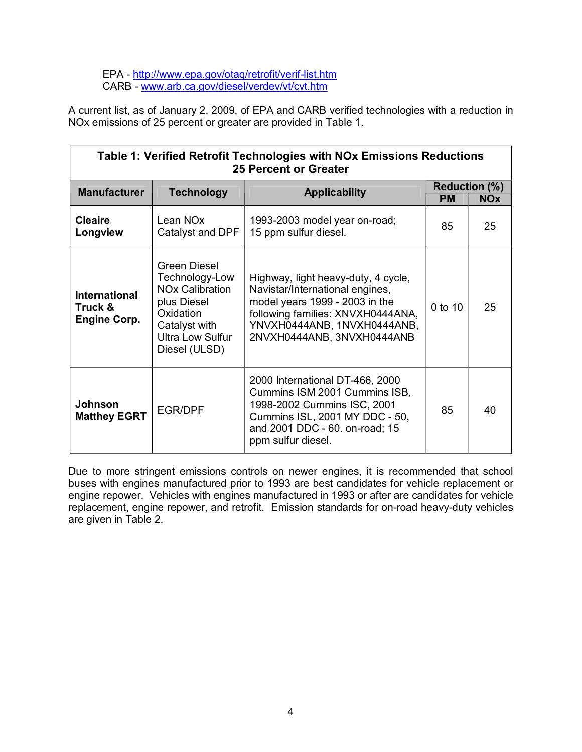EPA - http://www.epa.gov/otaq/retrofit/verif-list.htm
CARB - www.arb.ca.gov/diesel/verdev/vt/cvt.htm

A current list, as of January 2, 2009, of EPA and CARB verified technologies with a reduction in NOx emissions of 25 percent or greater are provided in Table 1.

**Table 1: Verified Retrofit Technologies with NOx Emissions Reductions 25 Percent or Greater**

| Manufacturer | Technology | Applicability | Reduction (%) | |
|---|---|---|---|---|
| | | | PM | NOx |
| **Cleaire Longview** | Lean NOx Catalyst and DPF | 1993-2003 model year on-road; 15 ppm sulfur diesel. | 85 | 25 |
| **International Truck & Engine Corp.** | Green Diesel Technology-Low NOx Calibration plus Diesel Oxidation Catalyst with Ultra Low Sulfur Diesel (ULSD) | Highway, light heavy-duty, 4 cycle, Navistar/International engines, model years 1999 - 2003 in the following families: XNVXH0444ANA, YNVXH0444ANB, 1NVXH0444ANB, 2NVXH0444ANB, 3NVXH0444ANB | 0 to 10 | 25 |
| **Johnson Matthey EGRT** | EGR/DPF | 2000 International DT-466, 2000 Cummins ISM 2001 Cummins ISB, 1998-2002 Cummins ISC, 2001 Cummins ISL, 2001 MY DDC - 50, and 2001 DDC - 60. on-road; 15 ppm sulfur diesel. | 85 | 40 |

Due to more stringent emissions controls on newer engines, it is recommended that school buses with engines manufactured prior to 1993 are best candidates for vehicle replacement or engine repower. Vehicles with engines manufactured in 1993 or after are candidates for vehicle replacement, engine repower, and retrofit. Emission standards for on-road heavy-duty vehicles are given in Table 2.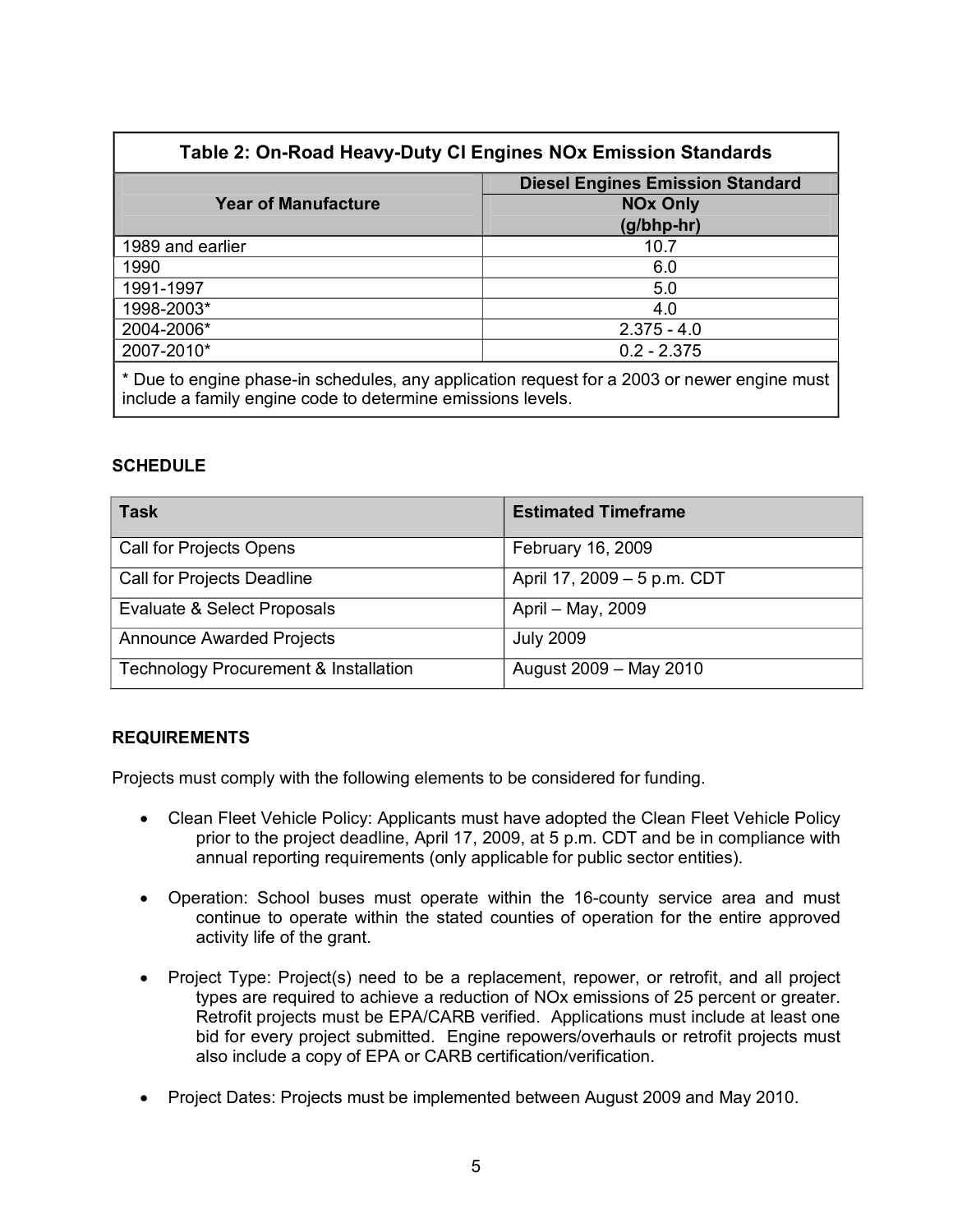| Table 2: On-Road Heavy-Duty CI Engines NOx Emission Standards | |
|---|---|
| Year of Manufacture | Diesel Engines Emission Standard NOx Only (g/bhp-hr) |
| 1989 and earlier | 10.7 |
| 1990 | 6.0 |
| 1991-1997 | 5.0 |
| 1998-2003* | 4.0 |
| 2004-2006* | 2.375 - 4.0 |
| 2007-2010* | 0.2 - 2.375 |

\* Due to engine phase-in schedules, any application request for a 2003 or newer engine must include a family engine code to determine emissions levels.

**SCHEDULE**

| Task | Estimated Timeframe |
|---|---|
| Call for Projects Opens | February 16, 2009 |
| Call for Projects Deadline | April 17, 2009 – 5 p.m. CDT |
| Evaluate & Select Proposals | April – May, 2009 |
| Announce Awarded Projects | July 2009 |
| Technology Procurement & Installation | August 2009 – May 2010 |

**REQUIREMENTS**

Projects must comply with the following elements to be considered for funding.

- Clean Fleet Vehicle Policy: Applicants must have adopted the Clean Fleet Vehicle Policy prior to the project deadline, April 17, 2009, at 5 p.m. CDT and be in compliance with annual reporting requirements (only applicable for public sector entities).

- Operation: School buses must operate within the 16-county service area and must continue to operate within the stated counties of operation for the entire approved activity life of the grant.

- Project Type: Project(s) need to be a replacement, repower, or retrofit, and all project types are required to achieve a reduction of NOx emissions of 25 percent or greater. Retrofit projects must be EPA/CARB verified. Applications must include at least one bid for every project submitted. Engine repowers/overhauls or retrofit projects must also include a copy of EPA or CARB certification/verification.

- Project Dates: Projects must be implemented between August 2009 and May 2010.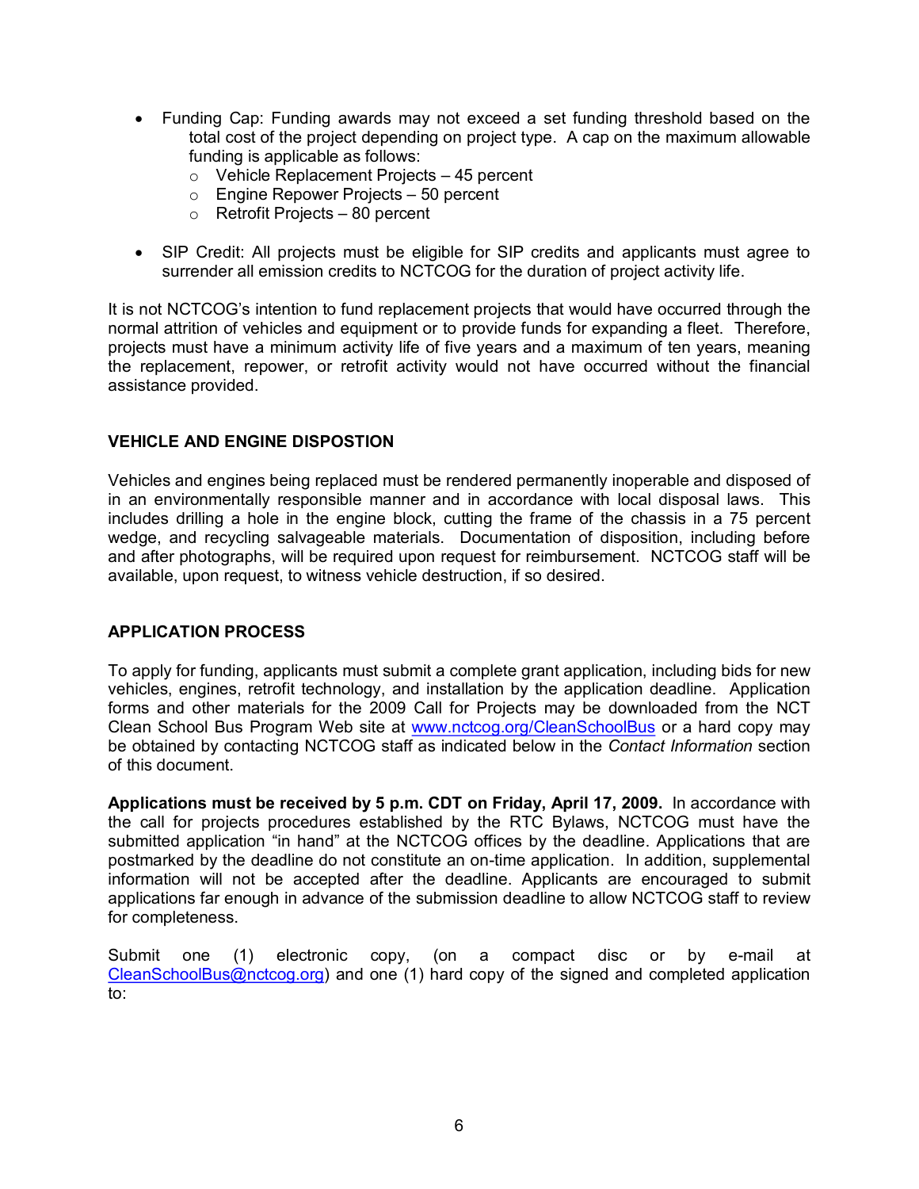- Funding Cap: Funding awards may not exceed a set funding threshold based on the total cost of the project depending on project type. A cap on the maximum allowable funding is applicable as follows:
  - Vehicle Replacement Projects – 45 percent
  - Engine Repower Projects – 50 percent
  - Retrofit Projects – 80 percent

- SIP Credit: All projects must be eligible for SIP credits and applicants must agree to surrender all emission credits to NCTCOG for the duration of project activity life.

It is not NCTCOG's intention to fund replacement projects that would have occurred through the normal attrition of vehicles and equipment or to provide funds for expanding a fleet. Therefore, projects must have a minimum activity life of five years and a maximum of ten years, meaning the replacement, repower, or retrofit activity would not have occurred without the financial assistance provided.

## VEHICLE AND ENGINE DISPOSTION

Vehicles and engines being replaced must be rendered permanently inoperable and disposed of in an environmentally responsible manner and in accordance with local disposal laws. This includes drilling a hole in the engine block, cutting the frame of the chassis in a 75 percent wedge, and recycling salvageable materials. Documentation of disposition, including before and after photographs, will be required upon request for reimbursement. NCTCOG staff will be available, upon request, to witness vehicle destruction, if so desired.

## APPLICATION PROCESS

To apply for funding, applicants must submit a complete grant application, including bids for new vehicles, engines, retrofit technology, and installation by the application deadline. Application forms and other materials for the 2009 Call for Projects may be downloaded from the NCT Clean School Bus Program Web site at [www.nctcog.org/CleanSchoolBus](http://www.nctcog.org/CleanSchoolBus) or a hard copy may be obtained by contacting NCTCOG staff as indicated below in the *Contact Information* section of this document.

**Applications must be received by 5 p.m. CDT on Friday, April 17, 2009.** In accordance with the call for projects procedures established by the RTC Bylaws, NCTCOG must have the submitted application "in hand" at the NCTCOG offices by the deadline. Applications that are postmarked by the deadline do not constitute an on-time application. In addition, supplemental information will not be accepted after the deadline. Applicants are encouraged to submit applications far enough in advance of the submission deadline to allow NCTCOG staff to review for completeness.

Submit one (1) electronic copy, (on a compact disc or by e-mail at [CleanSchoolBus@nctcog.org](mailto:CleanSchoolBus@nctcog.org)) and one (1) hard copy of the signed and completed application to: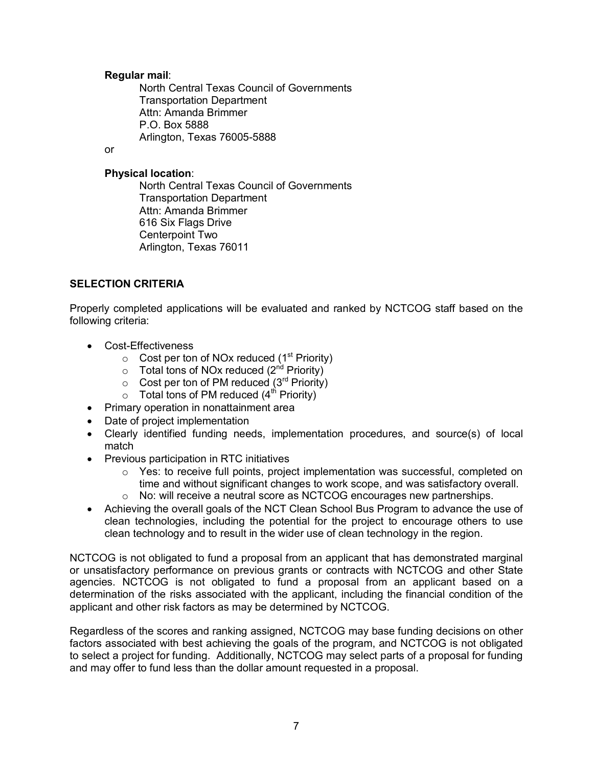**Regular mail**:

North Central Texas Council of Governments
Transportation Department
Attn: Amanda Brimmer
P.O. Box 5888
Arlington, Texas 76005-5888

or

**Physical location**:

North Central Texas Council of Governments
Transportation Department
Attn: Amanda Brimmer
616 Six Flags Drive
Centerpoint Two
Arlington, Texas 76011

## SELECTION CRITERIA

Properly completed applications will be evaluated and ranked by NCTCOG staff based on the following criteria:

- Cost-Effectiveness
  - Cost per ton of NOx reduced (1st Priority)
  - Total tons of NOx reduced (2nd Priority)
  - Cost per ton of PM reduced (3rd Priority)
  - Total tons of PM reduced (4th Priority)
- Primary operation in nonattainment area
- Date of project implementation
- Clearly identified funding needs, implementation procedures, and source(s) of local match
- Previous participation in RTC initiatives
  - Yes: to receive full points, project implementation was successful, completed on time and without significant changes to work scope, and was satisfactory overall.
  - No: will receive a neutral score as NCTCOG encourages new partnerships.
- Achieving the overall goals of the NCT Clean School Bus Program to advance the use of clean technologies, including the potential for the project to encourage others to use clean technology and to result in the wider use of clean technology in the region.

NCTCOG is not obligated to fund a proposal from an applicant that has demonstrated marginal or unsatisfactory performance on previous grants or contracts with NCTCOG and other State agencies. NCTCOG is not obligated to fund a proposal from an applicant based on a determination of the risks associated with the applicant, including the financial condition of the applicant and other risk factors as may be determined by NCTCOG.

Regardless of the scores and ranking assigned, NCTCOG may base funding decisions on other factors associated with best achieving the goals of the program, and NCTCOG is not obligated to select a project for funding. Additionally, NCTCOG may select parts of a proposal for funding and may offer to fund less than the dollar amount requested in a proposal.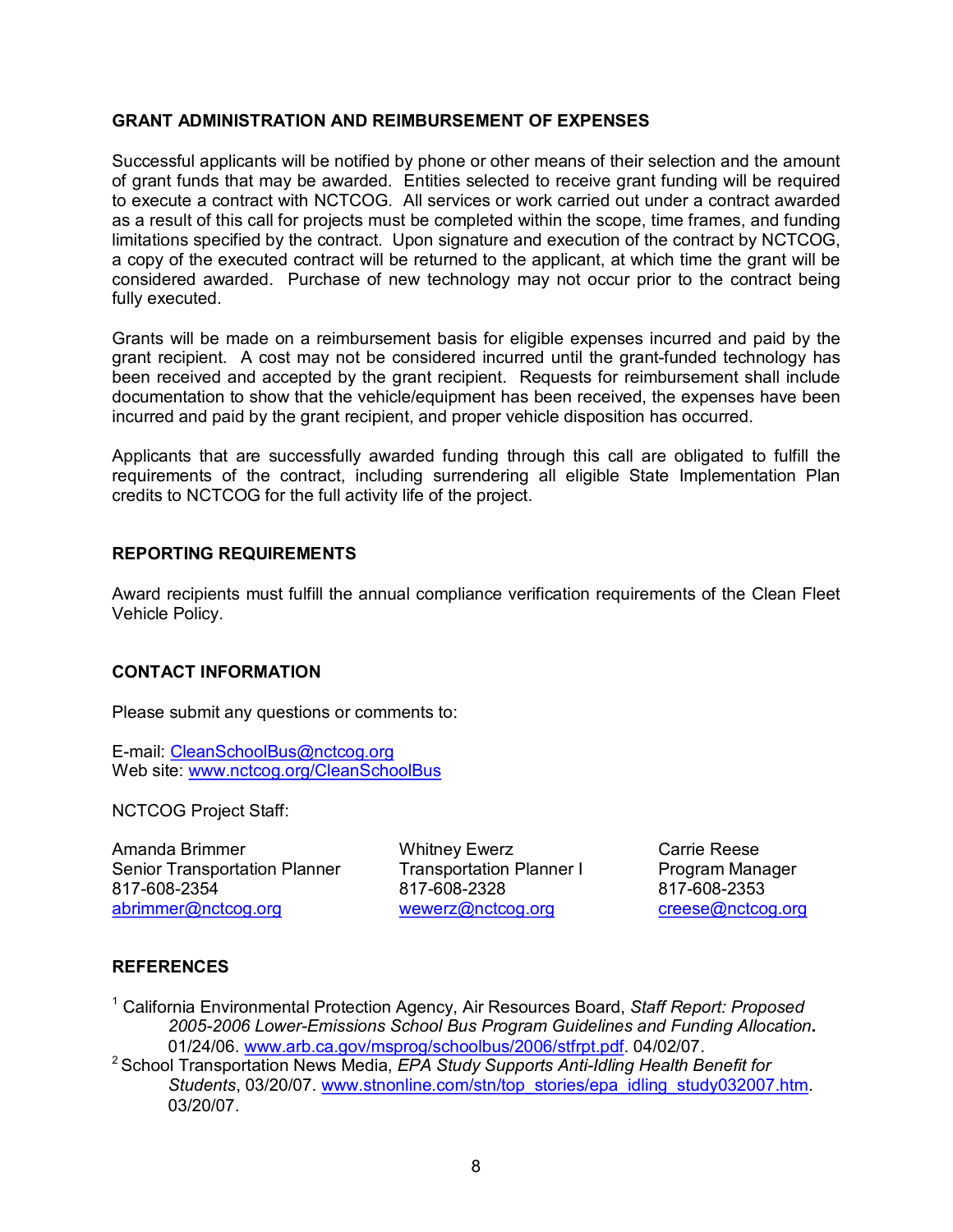## GRANT ADMINISTRATION AND REIMBURSEMENT OF EXPENSES

Successful applicants will be notified by phone or other means of their selection and the amount of grant funds that may be awarded. Entities selected to receive grant funding will be required to execute a contract with NCTCOG. All services or work carried out under a contract awarded as a result of this call for projects must be completed within the scope, time frames, and funding limitations specified by the contract. Upon signature and execution of the contract by NCTCOG, a copy of the executed contract will be returned to the applicant, at which time the grant will be considered awarded. Purchase of new technology may not occur prior to the contract being fully executed.

Grants will be made on a reimbursement basis for eligible expenses incurred and paid by the grant recipient. A cost may not be considered incurred until the grant-funded technology has been received and accepted by the grant recipient. Requests for reimbursement shall include documentation to show that the vehicle/equipment has been received, the expenses have been incurred and paid by the grant recipient, and proper vehicle disposition has occurred.

Applicants that are successfully awarded funding through this call are obligated to fulfill the requirements of the contract, including surrendering all eligible State Implementation Plan credits to NCTCOG for the full activity life of the project.

## REPORTING REQUIREMENTS

Award recipients must fulfill the annual compliance verification requirements of the Clean Fleet Vehicle Policy.

## CONTACT INFORMATION

Please submit any questions or comments to:

E-mail: CleanSchoolBus@nctcog.org
Web site: www.nctcog.org/CleanSchoolBus

NCTCOG Project Staff:

Amanda Brimmer
Senior Transportation Planner
817-608-2354
abrimmer@nctcog.org

Whitney Ewerz
Transportation Planner I
817-608-2328
wewerz@nctcog.org

Carrie Reese
Program Manager
817-608-2353
creese@nctcog.org

## REFERENCES

[1] California Environmental Protection Agency, Air Resources Board, *Staff Report: Proposed 2005-2006 Lower-Emissions School Bus Program Guidelines and Funding Allocation***.** 01/24/06. www.arb.ca.gov/msprog/schoolbus/2006/stfrpt.pdf. 04/02/07.

[2] School Transportation News Media, *EPA Study Supports Anti-Idling Health Benefit for Students*, 03/20/07. www.stnonline.com/stn/top_stories/epa_idling_study032007.htm. 03/20/07.